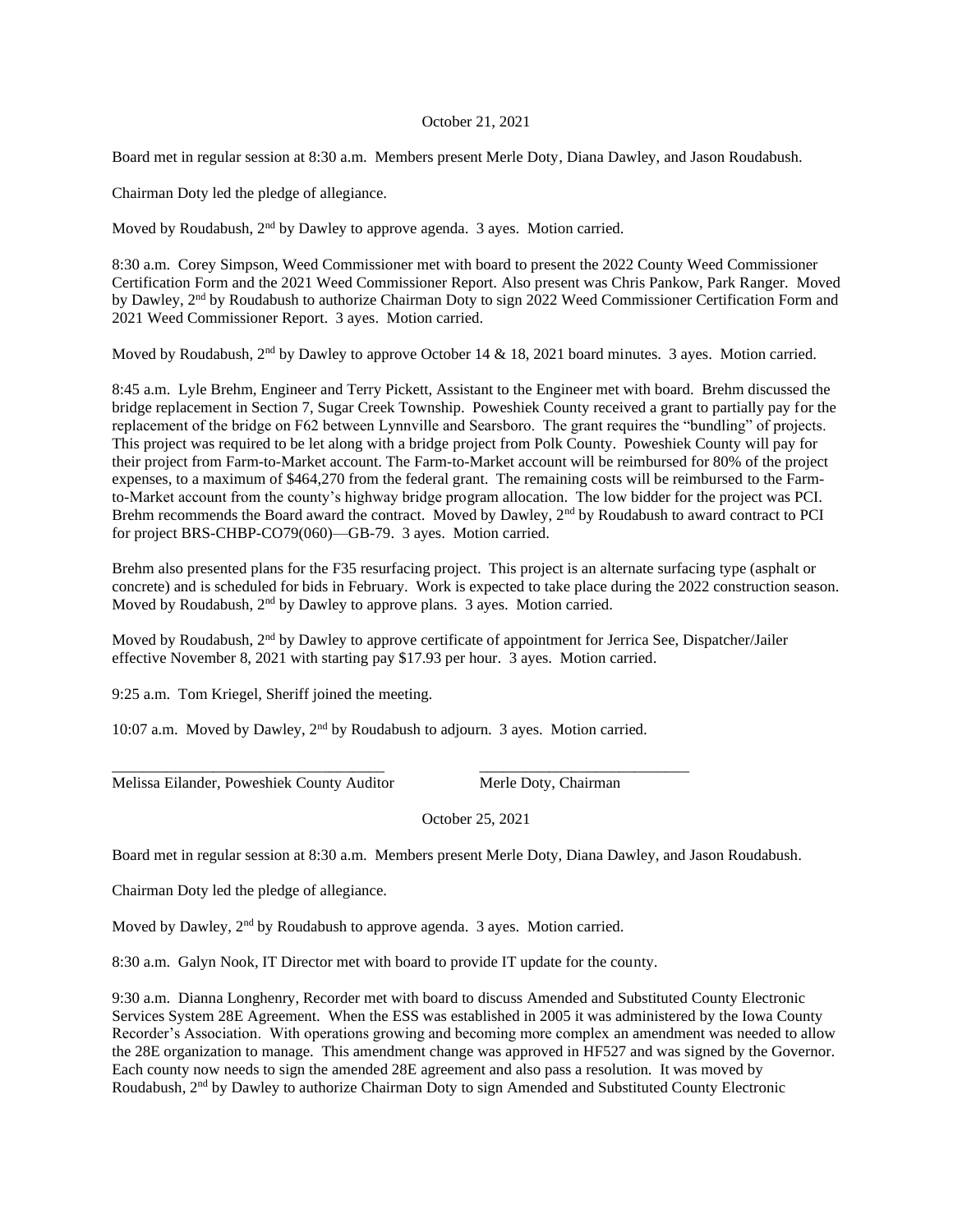October 21, 2021

Board met in regular session at 8:30 a.m. Members present Merle Doty, Diana Dawley, and Jason Roudabush.

Chairman Doty led the pledge of allegiance.

Moved by Roudabush, 2nd by Dawley to approve agenda. 3 ayes. Motion carried.

8:30 a.m. Corey Simpson, Weed Commissioner met with board to present the 2022 County Weed Commissioner Certification Form and the 2021 Weed Commissioner Report. Also present was Chris Pankow, Park Ranger. Moved by Dawley, 2nd by Roudabush to authorize Chairman Doty to sign 2022 Weed Commissioner Certification Form and 2021 Weed Commissioner Report. 3 ayes. Motion carried.

Moved by Roudabush, 2nd by Dawley to approve October 14 & 18, 2021 board minutes. 3 ayes. Motion carried.

8:45 a.m. Lyle Brehm, Engineer and Terry Pickett, Assistant to the Engineer met with board. Brehm discussed the bridge replacement in Section 7, Sugar Creek Township. Poweshiek County received a grant to partially pay for the replacement of the bridge on F62 between Lynnville and Searsboro. The grant requires the "bundling" of projects. This project was required to be let along with a bridge project from Polk County. Poweshiek County will pay for their project from Farm-to-Market account. The Farm-to-Market account will be reimbursed for 80% of the project expenses, to a maximum of $464,270 from the federal grant. The remaining costs will be reimbursed to the Farm-to-Market account from the county's highway bridge program allocation. The low bidder for the project was PCI. Brehm recommends the Board award the contract. Moved by Dawley, 2nd by Roudabush to award contract to PCI for project BRS-CHBP-CO79(060)—GB-79. 3 ayes. Motion carried.

Brehm also presented plans for the F35 resurfacing project. This project is an alternate surfacing type (asphalt or concrete) and is scheduled for bids in February. Work is expected to take place during the 2022 construction season. Moved by Roudabush, 2nd by Dawley to approve plans. 3 ayes. Motion carried.

Moved by Roudabush, 2nd by Dawley to approve certificate of appointment for Jerrica See, Dispatcher/Jailer effective November 8, 2021 with starting pay $17.93 per hour. 3 ayes. Motion carried.

9:25 a.m. Tom Kriegel, Sheriff joined the meeting.

10:07 a.m. Moved by Dawley, 2nd by Roudabush to adjourn. 3 ayes. Motion carried.

\_\_\_\_\_\_\_\_\_\_\_\_\_\_\_\_\_\_\_\_\_\_\_\_\_\_\_\_\_\_\_\_\_\_\_ \_\_\_\_\_\_\_\_\_\_\_\_\_\_\_\_\_\_\_\_\_\_\_\_\_\_\_
Melissa Eilander, Poweshiek County Auditor Merle Doty, Chairman

October 25, 2021

Board met in regular session at 8:30 a.m. Members present Merle Doty, Diana Dawley, and Jason Roudabush.

Chairman Doty led the pledge of allegiance.

Moved by Dawley, 2nd by Roudabush to approve agenda. 3 ayes. Motion carried.

8:30 a.m. Galyn Nook, IT Director met with board to provide IT update for the county.

9:30 a.m. Dianna Longhenry, Recorder met with board to discuss Amended and Substituted County Electronic Services System 28E Agreement. When the ESS was established in 2005 it was administered by the Iowa County Recorder's Association. With operations growing and becoming more complex an amendment was needed to allow the 28E organization to manage. This amendment change was approved in HF527 and was signed by the Governor. Each county now needs to sign the amended 28E agreement and also pass a resolution. It was moved by Roudabush, 2nd by Dawley to authorize Chairman Doty to sign Amended and Substituted County Electronic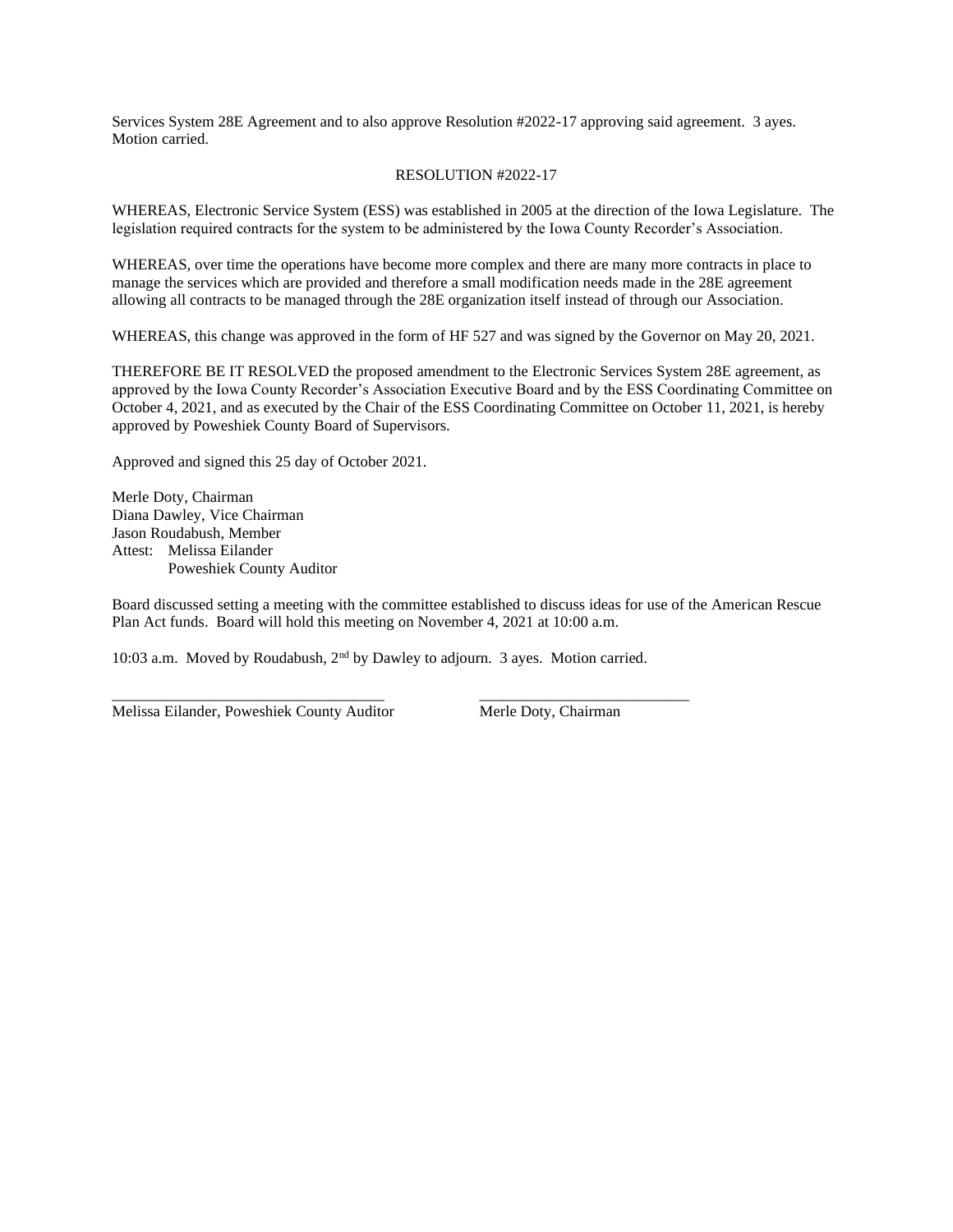Services System 28E Agreement and to also approve Resolution #2022-17 approving said agreement. 3 ayes. Motion carried.

RESOLUTION #2022-17

WHEREAS, Electronic Service System (ESS) was established in 2005 at the direction of the Iowa Legislature. The legislation required contracts for the system to be administered by the Iowa County Recorder's Association.

WHEREAS, over time the operations have become more complex and there are many more contracts in place to manage the services which are provided and therefore a small modification needs made in the 28E agreement allowing all contracts to be managed through the 28E organization itself instead of through our Association.

WHEREAS, this change was approved in the form of HF 527 and was signed by the Governor on May 20, 2021.

THEREFORE BE IT RESOLVED the proposed amendment to the Electronic Services System 28E agreement, as approved by the Iowa County Recorder's Association Executive Board and by the ESS Coordinating Committee on October 4, 2021, and as executed by the Chair of the ESS Coordinating Committee on October 11, 2021, is hereby approved by Poweshiek County Board of Supervisors.

Approved and signed this 25 day of October 2021.

Merle Doty, Chairman
Diana Dawley, Vice Chairman
Jason Roudabush, Member
Attest: Melissa Eilander
Poweshiek County Auditor

Board discussed setting a meeting with the committee established to discuss ideas for use of the American Rescue Plan Act funds. Board will hold this meeting on November 4, 2021 at 10:00 a.m.

10:03 a.m. Moved by Roudabush, 2nd by Dawley to adjourn. 3 ayes. Motion carried.

___________________________________ ___________________________

Melissa Eilander, Poweshiek County Auditor Merle Doty, Chairman